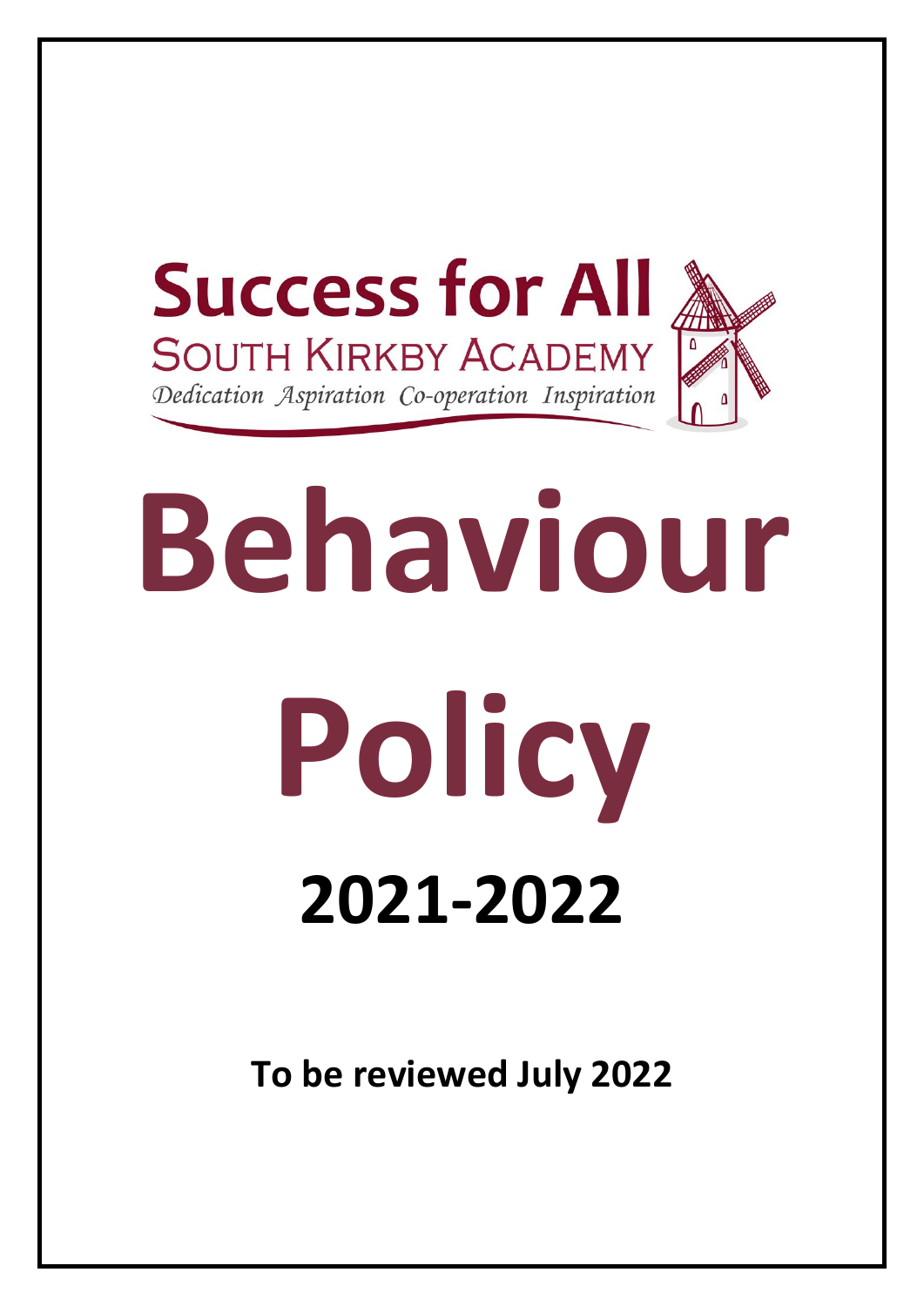**Success for All**

SOUTH KIRKBY ACADEMY

*Dedication Aspiration Co-operation Inspiration*

# Behaviour Policy

## 2021-2022

**To be reviewed July 2022**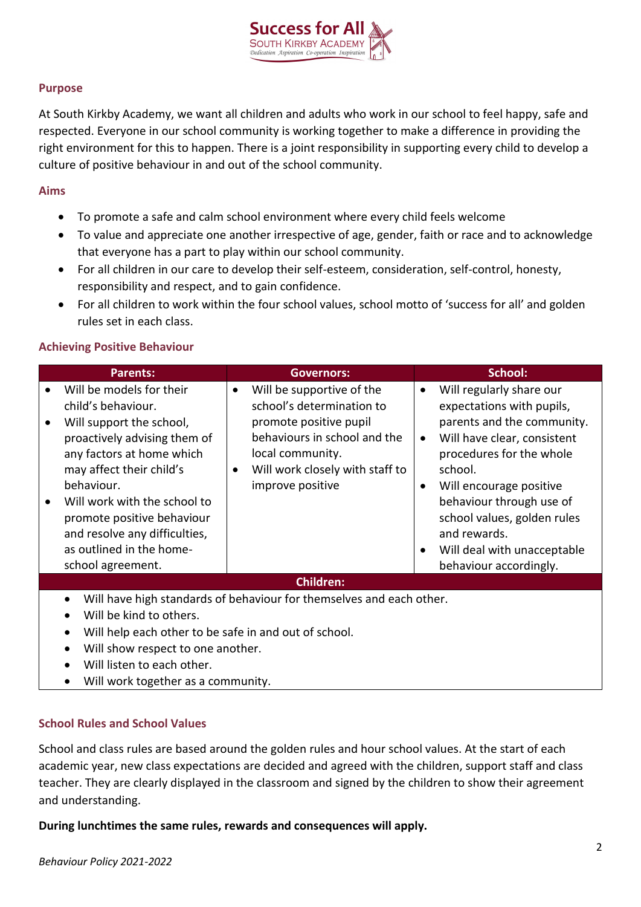## Purpose

At South Kirkby Academy, we want all children and adults who work in our school to feel happy, safe and respected. Everyone in our school community is working together to make a difference in providing the right environment for this to happen. There is a joint responsibility in supporting every child to develop a culture of positive behaviour in and out of the school community.

## Aims

- To promote a safe and calm school environment where every child feels welcome
- To value and appreciate one another irrespective of age, gender, faith or race and to acknowledge that everyone has a part to play within our school community.
- For all children in our care to develop their self-esteem, consideration, self-control, honesty, responsibility and respect, and to gain confidence.
- For all children to work within the four school values, school motto of 'success for all' and golden rules set in each class.

## Achieving Positive Behaviour

| Parents: | Governors: | School: |
|---|---|---|
| • Will be models for their child's behaviour.<br>• Will support the school, proactively advising them of any factors at home which may affect their child's behaviour.<br>• Will work with the school to promote positive behaviour and resolve any difficulties, as outlined in the home-school agreement. | • Will be supportive of the school's determination to promote positive pupil behaviours in school and the local community.<br>• Will work closely with staff to improve positive | • Will regularly share our expectations with pupils, parents and the community.<br>• Will have clear, consistent procedures for the whole school.<br>• Will encourage positive behaviour through use of school values, golden rules and rewards.<br>• Will deal with unacceptable behaviour accordingly. |

| Children: |
|---|
| • Will have high standards of behaviour for themselves and each other.<br>• Will be kind to others.<br>• Will help each other to be safe in and out of school.<br>• Will show respect to one another.<br>• Will listen to each other.<br>• Will work together as a community. |

## School Rules and School Values

School and class rules are based around the golden rules and hour school values. At the start of each academic year, new class expectations are decided and agreed with the children, support staff and class teacher. They are clearly displayed in the classroom and signed by the children to show their agreement and understanding.

**During lunchtimes the same rules, rewards and consequences will apply.**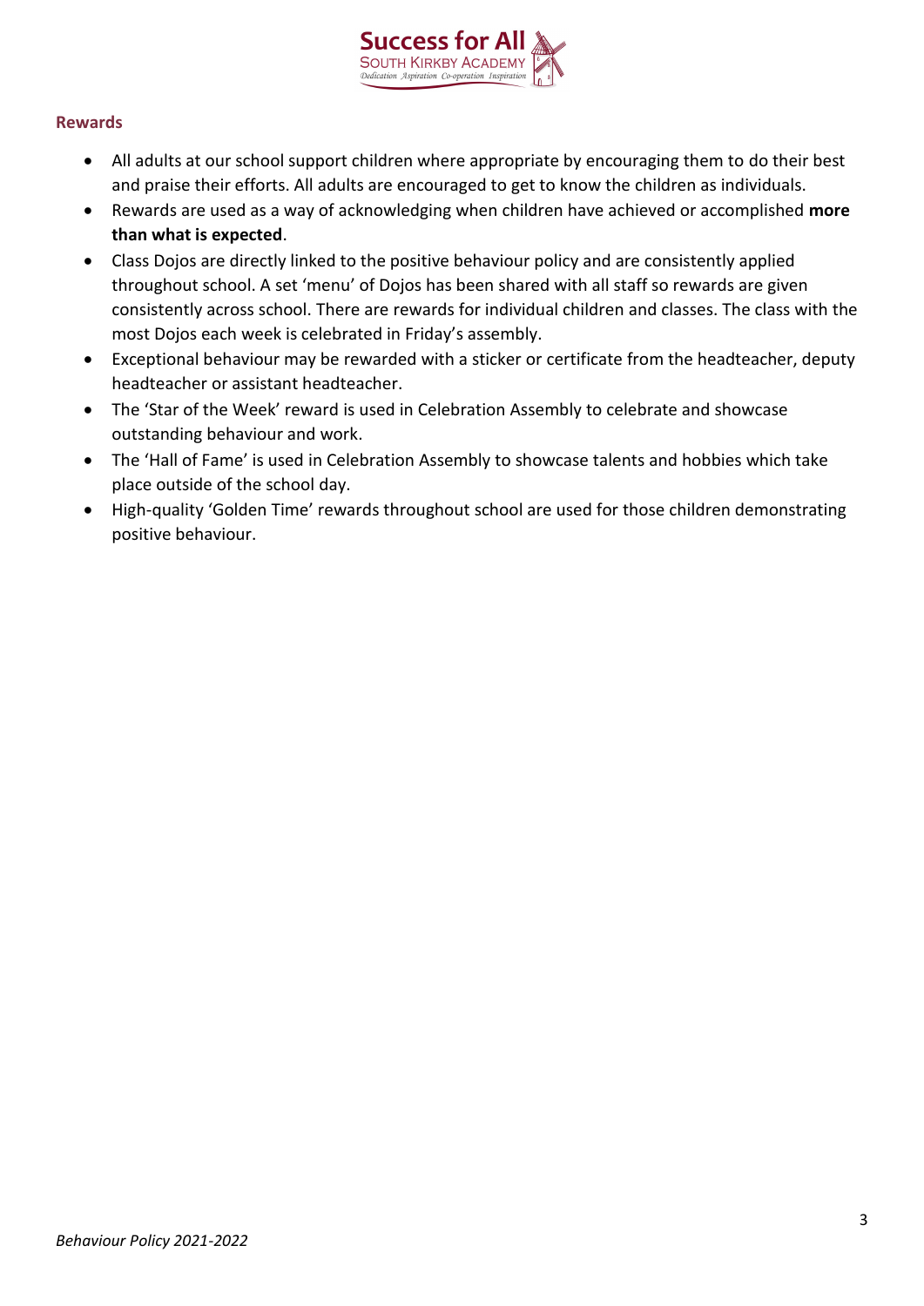## Rewards

- All adults at our school support children where appropriate by encouraging them to do their best and praise their efforts. All adults are encouraged to get to know the children as individuals.
- Rewards are used as a way of acknowledging when children have achieved or accomplished **more than what is expected**.
- Class Dojos are directly linked to the positive behaviour policy and are consistently applied throughout school. A set 'menu' of Dojos has been shared with all staff so rewards are given consistently across school. There are rewards for individual children and classes. The class with the most Dojos each week is celebrated in Friday's assembly.
- Exceptional behaviour may be rewarded with a sticker or certificate from the headteacher, deputy headteacher or assistant headteacher.
- The 'Star of the Week' reward is used in Celebration Assembly to celebrate and showcase outstanding behaviour and work.
- The 'Hall of Fame' is used in Celebration Assembly to showcase talents and hobbies which take place outside of the school day.
- High-quality 'Golden Time' rewards throughout school are used for those children demonstrating positive behaviour.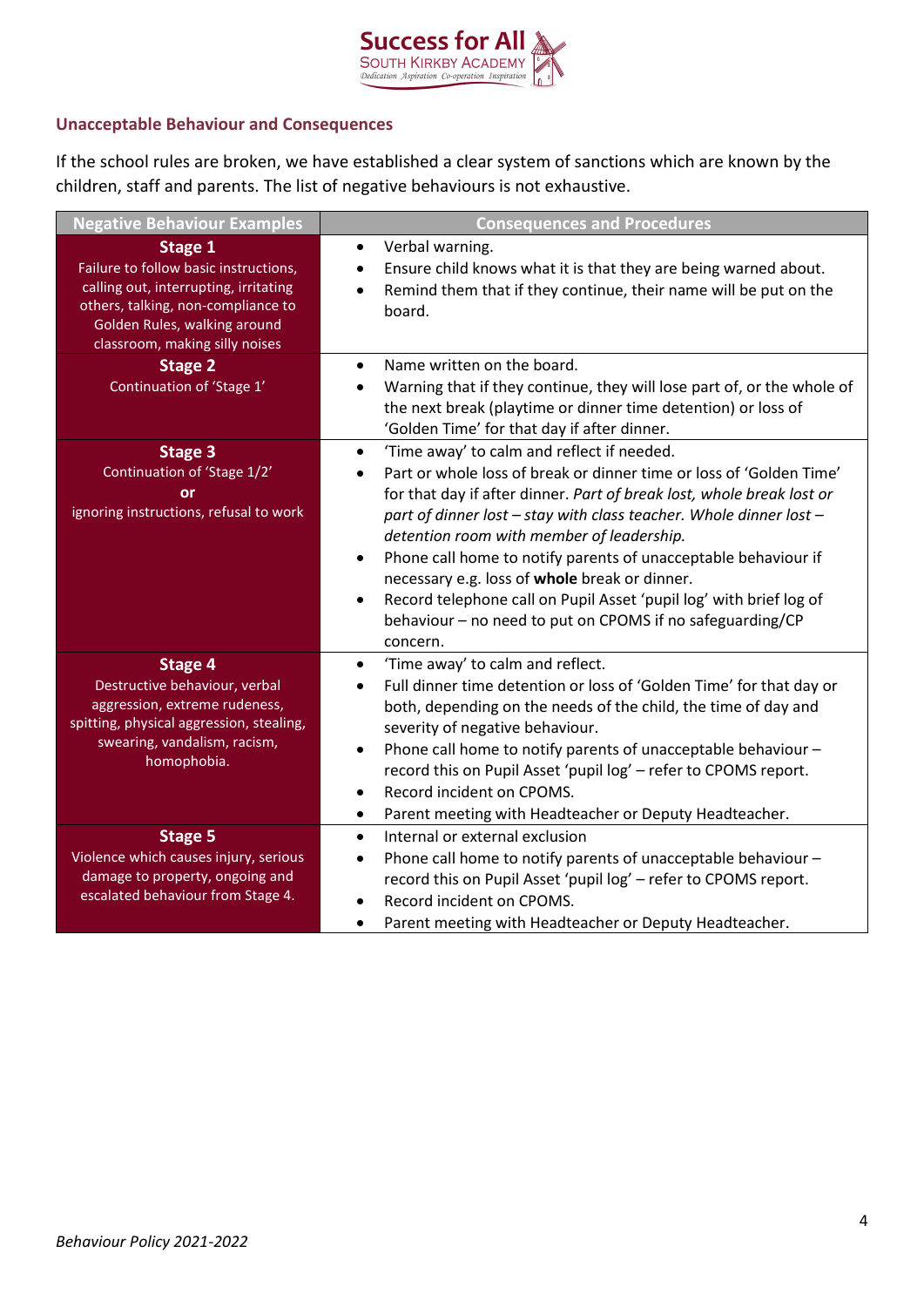## Unacceptable Behaviour and Consequences

If the school rules are broken, we have established a clear system of sanctions which are known by the children, staff and parents. The list of negative behaviours is not exhaustive.

| Negative Behaviour Examples | Consequences and Procedures |
|---|---|
| **Stage 1**<br>Failure to follow basic instructions, calling out, interrupting, irritating others, talking, non-compliance to Golden Rules, walking around classroom, making silly noises | • Verbal warning.<br>• Ensure child knows what it is that they are being warned about.<br>• Remind them that if they continue, their name will be put on the board. |
| **Stage 2**<br>Continuation of 'Stage 1' | • Name written on the board.<br>• Warning that if they continue, they will lose part of, or the whole of the next break (playtime or dinner time detention) or loss of 'Golden Time' for that day if after dinner. |
| **Stage 3**<br>Continuation of 'Stage 1/2'<br>**or**<br>ignoring instructions, refusal to work | • 'Time away' to calm and reflect if needed.<br>• Part or whole loss of break or dinner time or loss of 'Golden Time' for that day if after dinner. *Part of break lost, whole break lost or part of dinner lost – stay with class teacher. Whole dinner lost – detention room with member of leadership.*<br>• Phone call home to notify parents of unacceptable behaviour if necessary e.g. loss of **whole** break or dinner.<br>• Record telephone call on Pupil Asset 'pupil log' with brief log of behaviour – no need to put on CPOMS if no safeguarding/CP concern. |
| **Stage 4**<br>Destructive behaviour, verbal aggression, extreme rudeness, spitting, physical aggression, stealing, swearing, vandalism, racism, homophobia. | • 'Time away' to calm and reflect.<br>• Full dinner time detention or loss of 'Golden Time' for that day or both, depending on the needs of the child, the time of day and severity of negative behaviour.<br>• Phone call home to notify parents of unacceptable behaviour – record this on Pupil Asset 'pupil log' – refer to CPOMS report.<br>• Record incident on CPOMS.<br>• Parent meeting with Headteacher or Deputy Headteacher. |
| **Stage 5**<br>Violence which causes injury, serious damage to property, ongoing and escalated behaviour from Stage 4. | • Internal or external exclusion<br>• Phone call home to notify parents of unacceptable behaviour – record this on Pupil Asset 'pupil log' – refer to CPOMS report.<br>• Record incident on CPOMS.<br>• Parent meeting with Headteacher or Deputy Headteacher. |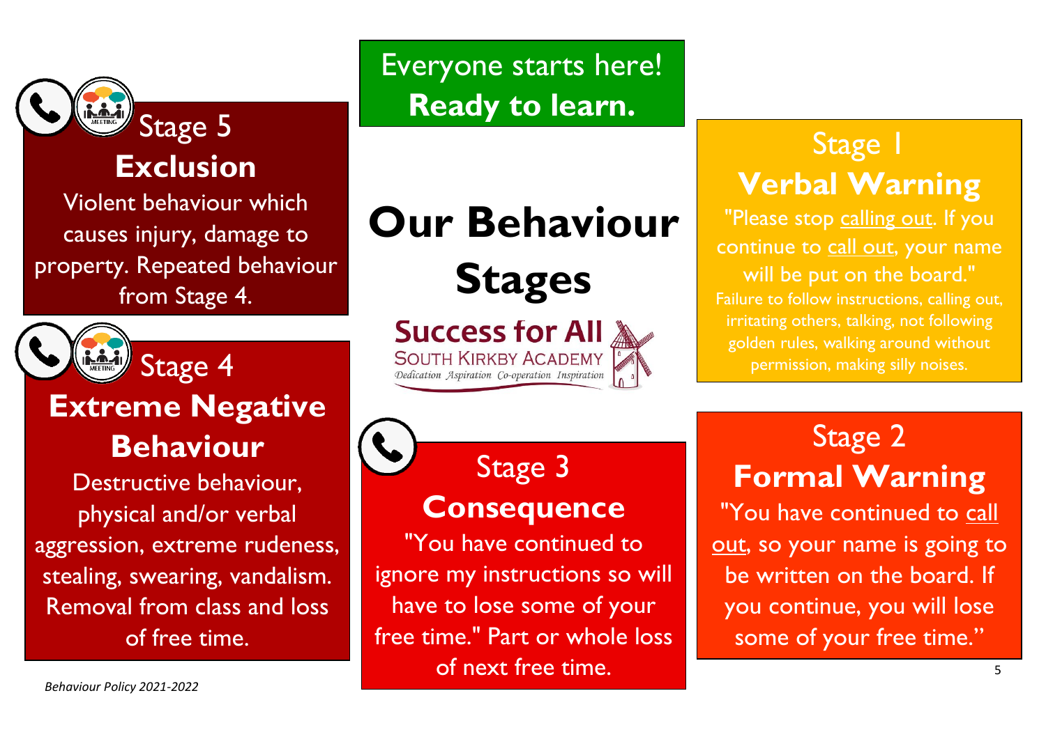# Our Behaviour Stages

**Success for All**
SOUTH KIRKBY ACADEMY
*Dedication Aspiration Co-operation Inspiration*

Everyone starts here!
**Ready to learn.**

## Stage 1
### Verbal Warning

"Please stop calling out. If you continue to call out, your name will be put on the board."

Failure to follow instructions, calling out, irritating others, talking, not following golden rules, walking around without permission, making silly noises.

## Stage 2
### Formal Warning

"You have continued to call out, so your name is going to be written on the board. If you continue, you will lose some of your free time."

## Stage 3
### Consequence

"You have continued to ignore my instructions so will have to lose some of your free time." Part or whole loss of next free time.

## Stage 4
### Extreme Negative Behaviour

Destructive behaviour, physical and/or verbal aggression, extreme rudeness, stealing, swearing, vandalism. Removal from class and loss of free time.

## Stage 5
### Exclusion

Violent behaviour which causes injury, damage to property. Repeated behaviour from Stage 4.

*Behaviour Policy 2021-2022*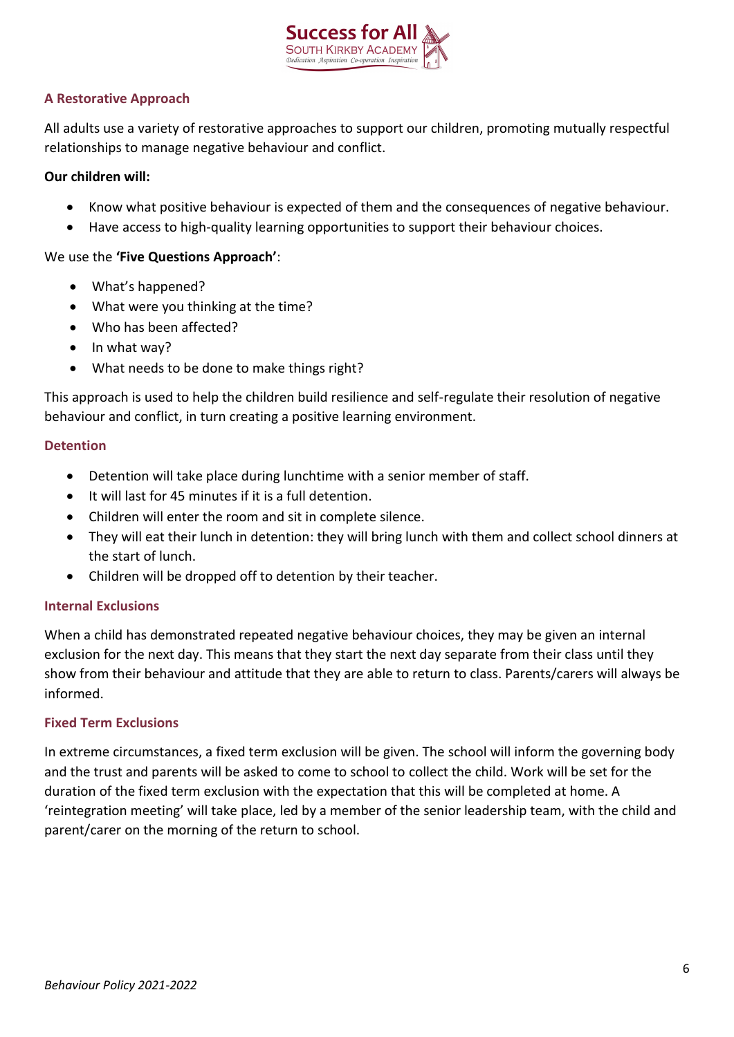## A Restorative Approach

All adults use a variety of restorative approaches to support our children, promoting mutually respectful relationships to manage negative behaviour and conflict.

**Our children will:**

- Know what positive behaviour is expected of them and the consequences of negative behaviour.
- Have access to high-quality learning opportunities to support their behaviour choices.

We use the **'Five Questions Approach'**:

- What's happened?
- What were you thinking at the time?
- Who has been affected?
- In what way?
- What needs to be done to make things right?

This approach is used to help the children build resilience and self-regulate their resolution of negative behaviour and conflict, in turn creating a positive learning environment.

## Detention

- Detention will take place during lunchtime with a senior member of staff.
- It will last for 45 minutes if it is a full detention.
- Children will enter the room and sit in complete silence.
- They will eat their lunch in detention: they will bring lunch with them and collect school dinners at the start of lunch.
- Children will be dropped off to detention by their teacher.

## Internal Exclusions

When a child has demonstrated repeated negative behaviour choices, they may be given an internal exclusion for the next day. This means that they start the next day separate from their class until they show from their behaviour and attitude that they are able to return to class. Parents/carers will always be informed.

## Fixed Term Exclusions

In extreme circumstances, a fixed term exclusion will be given. The school will inform the governing body and the trust and parents will be asked to come to school to collect the child. Work will be set for the duration of the fixed term exclusion with the expectation that this will be completed at home. A 'reintegration meeting' will take place, led by a member of the senior leadership team, with the child and parent/carer on the morning of the return to school.